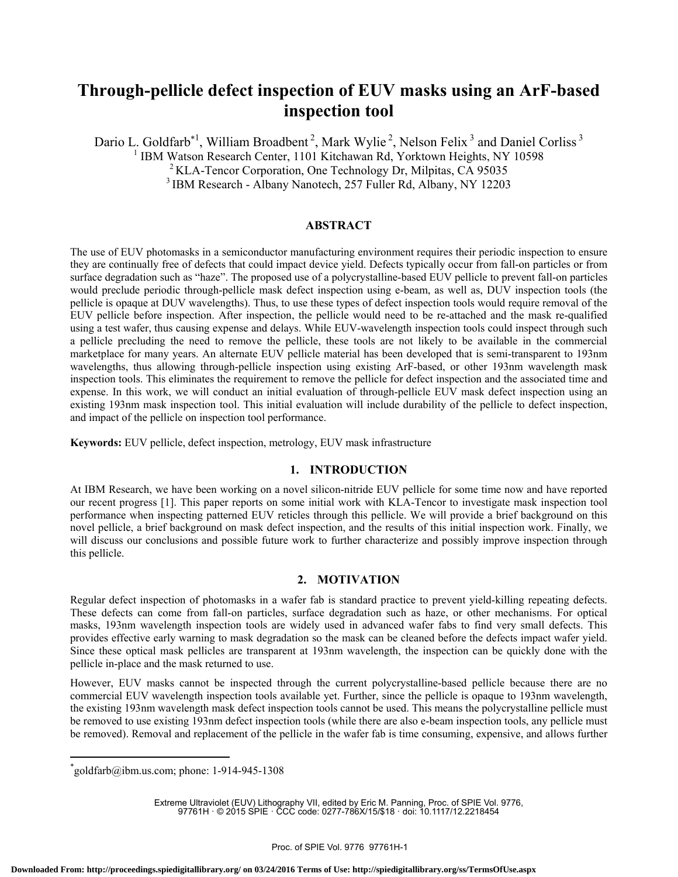# Through-pellicle defect inspection of EUV masks using an ArF-based inspection tool

Dario L. Goldfarb[*1], William Broadbent[2], Mark Wylie[2], Nelson Felix[3] and Daniel Corliss[3]

[1] IBM Watson Research Center, 1101 Kitchawan Rd, Yorktown Heights, NY 10598

[2] KLA-Tencor Corporation, One Technology Dr, Milpitas, CA 95035

[3] IBM Research - Albany Nanotech, 257 Fuller Rd, Albany, NY 12203

## ABSTRACT

The use of EUV photomasks in a semiconductor manufacturing environment requires their periodic inspection to ensure they are continually free of defects that could impact device yield. Defects typically occur from fall-on particles or from surface degradation such as "haze". The proposed use of a polycrystalline-based EUV pellicle to prevent fall-on particles would preclude periodic through-pellicle mask defect inspection using e-beam, as well as, DUV inspection tools (the pellicle is opaque at DUV wavelengths). Thus, to use these types of defect inspection tools would require removal of the EUV pellicle before inspection. After inspection, the pellicle would need to be re-attached and the mask re-qualified using a test wafer, thus causing expense and delays. While EUV-wavelength inspection tools could inspect through such a pellicle precluding the need to remove the pellicle, these tools are not likely to be available in the commercial marketplace for many years. An alternate EUV pellicle material has been developed that is semi-transparent to 193nm wavelengths, thus allowing through-pellicle inspection using existing ArF-based, or other 193nm wavelength mask inspection tools. This eliminates the requirement to remove the pellicle for defect inspection and the associated time and expense. In this work, we will conduct an initial evaluation of through-pellicle EUV mask defect inspection using an existing 193nm mask inspection tool. This initial evaluation will include durability of the pellicle to defect inspection, and impact of the pellicle on inspection tool performance.

**Keywords:** EUV pellicle, defect inspection, metrology, EUV mask infrastructure

## 1. INTRODUCTION

At IBM Research, we have been working on a novel silicon-nitride EUV pellicle for some time now and have reported our recent progress [1]. This paper reports on some initial work with KLA-Tencor to investigate mask inspection tool performance when inspecting patterned EUV reticles through this pellicle. We will provide a brief background on this novel pellicle, a brief background on mask defect inspection, and the results of this initial inspection work. Finally, we will discuss our conclusions and possible future work to further characterize and possibly improve inspection through this pellicle.

## 2. MOTIVATION

Regular defect inspection of photomasks in a wafer fab is standard practice to prevent yield-killing repeating defects. These defects can come from fall-on particles, surface degradation such as haze, or other mechanisms. For optical masks, 193nm wavelength inspection tools are widely used in advanced wafer fabs to find very small defects. This provides effective early warning to mask degradation so the mask can be cleaned before the defects impact wafer yield. Since these optical mask pellicles are transparent at 193nm wavelength, the inspection can be quickly done with the pellicle in-place and the mask returned to use.

However, EUV masks cannot be inspected through the current polycrystalline-based pellicle because there are no commercial EUV wavelength inspection tools available yet. Further, since the pellicle is opaque to 193nm wavelength, the existing 193nm wavelength mask defect inspection tools cannot be used. This means the polycrystalline pellicle must be removed to use existing 193nm defect inspection tools (while there are also e-beam inspection tools, any pellicle must be removed). Removal and replacement of the pellicle in the wafer fab is time consuming, expensive, and allows further

[*] goldfarb@ibm.us.com; phone: 1-914-945-1308

Extreme Ultraviolet (EUV) Lithography VII, edited by Eric M. Panning, Proc. of SPIE Vol. 9776, 97761H · © 2015 SPIE · CCC code: 0277-786X/15/$18 · doi: 10.1117/12.2218454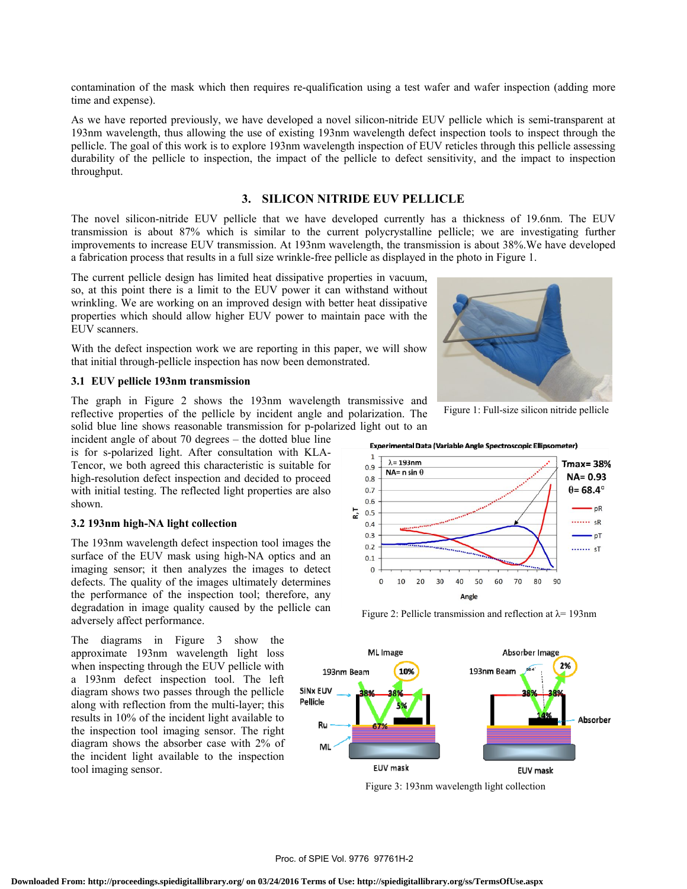contamination of the mask which then requires re-qualification using a test wafer and wafer inspection (adding more time and expense).

As we have reported previously, we have developed a novel silicon-nitride EUV pellicle which is semi-transparent at 193nm wavelength, thus allowing the use of existing 193nm wavelength defect inspection tools to inspect through the pellicle. The goal of this work is to explore 193nm wavelength inspection of EUV reticles through this pellicle assessing durability of the pellicle to inspection, the impact of the pellicle to defect sensitivity, and the impact to inspection throughput.

## 3. SILICON NITRIDE EUV PELLICLE

The novel silicon-nitride EUV pellicle that we have developed currently has a thickness of 19.6nm. The EUV transmission is about 87% which is similar to the current polycrystalline pellicle; we are investigating further improvements to increase EUV transmission. At 193nm wavelength, the transmission is about 38%.We have developed a fabrication process that results in a full size wrinkle-free pellicle as displayed in the photo in Figure 1.

The current pellicle design has limited heat dissipative properties in vacuum, so, at this point there is a limit to the EUV power it can withstand without wrinkling. We are working on an improved design with better heat dissipative properties which should allow higher EUV power to maintain pace with the EUV scanners.

With the defect inspection work we are reporting in this paper, we will show that initial through-pellicle inspection has now been demonstrated.

Figure 1: Full-size silicon nitride pellicle

### 3.1 EUV pellicle 193nm transmission

The graph in Figure 2 shows the 193nm wavelength transmissive and reflective properties of the pellicle by incident angle and polarization. The solid blue line shows reasonable transmission for p-polarized light out to an incident angle of about 70 degrees – the dotted blue line is for s-polarized light. After consultation with KLA-Tencor, we both agreed this characteristic is suitable for high-resolution defect inspection and decided to proceed with initial testing. The reflected light properties are also shown.

Figure 2: Pellicle transmission and reflection at $\lambda$= 193nm

### 3.2 193nm high-NA light collection

The 193nm wavelength defect inspection tool images the surface of the EUV mask using high-NA optics and an imaging sensor; it then analyzes the images to detect defects. The quality of the images ultimately determines the performance of the inspection tool; therefore, any degradation in image quality caused by the pellicle can adversely affect performance.

The diagrams in Figure 3 show the approximate 193nm wavelength light loss when inspecting through the EUV pellicle with a 193nm defect inspection tool. The left diagram shows two passes through the pellicle along with reflection from the multi-layer; this results in 10% of the incident light available to the inspection tool imaging sensor. The right diagram shows the absorber case with 2% of the incident light available to the inspection tool imaging sensor.

Figure 3: 193nm wavelength light collection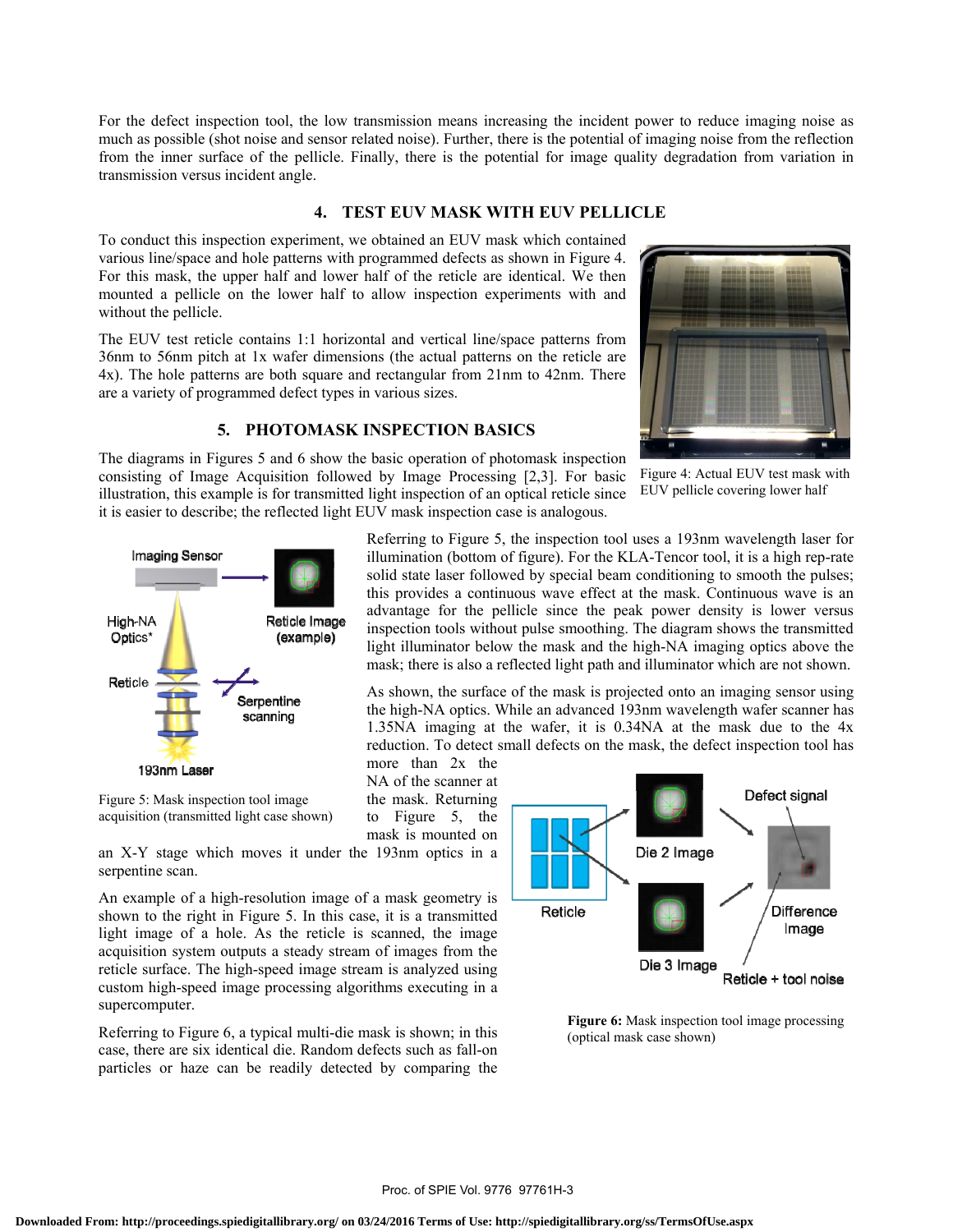For the defect inspection tool, the low transmission means increasing the incident power to reduce imaging noise as much as possible (shot noise and sensor related noise). Further, there is the potential of imaging noise from the reflection from the inner surface of the pellicle. Finally, there is the potential for image quality degradation from variation in transmission versus incident angle.

## 4. TEST EUV MASK WITH EUV PELLICLE

To conduct this inspection experiment, we obtained an EUV mask which contained various line/space and hole patterns with programmed defects as shown in Figure 4. For this mask, the upper half and lower half of the reticle are identical. We then mounted a pellicle on the lower half to allow inspection experiments with and without the pellicle.

The EUV test reticle contains 1:1 horizontal and vertical line/space patterns from 36nm to 56nm pitch at 1x wafer dimensions (the actual patterns on the reticle are 4x). The hole patterns are both square and rectangular from 21nm to 42nm. There are a variety of programmed defect types in various sizes.

Figure 4: Actual EUV test mask with EUV pellicle covering lower half

## 5. PHOTOMASK INSPECTION BASICS

The diagrams in Figures 5 and 6 show the basic operation of photomask inspection consisting of Image Acquisition followed by Image Processing [2,3]. For basic illustration, this example is for transmitted light inspection of an optical reticle since it is easier to describe; the reflected light EUV mask inspection case is analogous.

Figure 5: Mask inspection tool image acquisition (transmitted light case shown)

Referring to Figure 5, the inspection tool uses a 193nm wavelength laser for illumination (bottom of figure). For the KLA-Tencor tool, it is a high rep-rate solid state laser followed by special beam conditioning to smooth the pulses; this provides a continuous wave effect at the mask. Continuous wave is an advantage for the pellicle since the peak power density is lower versus inspection tools without pulse smoothing. The diagram shows the transmitted light illuminator below the mask and the high-NA imaging optics above the mask; there is also a reflected light path and illuminator which are not shown.

As shown, the surface of the mask is projected onto an imaging sensor using the high-NA optics. While an advanced 193nm wavelength wafer scanner has 1.35NA imaging at the wafer, it is 0.34NA at the mask due to the 4x reduction. To detect small defects on the mask, the defect inspection tool has more than 2x the NA of the scanner at the mask. Returning to Figure 5, the mask is mounted on an X-Y stage which moves it under the 193nm optics in a serpentine scan.

An example of a high-resolution image of a mask geometry is shown to the right in Figure 5. In this case, it is a transmitted light image of a hole. As the reticle is scanned, the image acquisition system outputs a steady stream of images from the reticle surface. The high-speed image stream is analyzed using custom high-speed image processing algorithms executing in a supercomputer.

Referring to Figure 6, a typical multi-die mask is shown; in this case, there are six identical die. Random defects such as fall-on particles or haze can be readily detected by comparing the

**Figure 6:** Mask inspection tool image processing (optical mask case shown)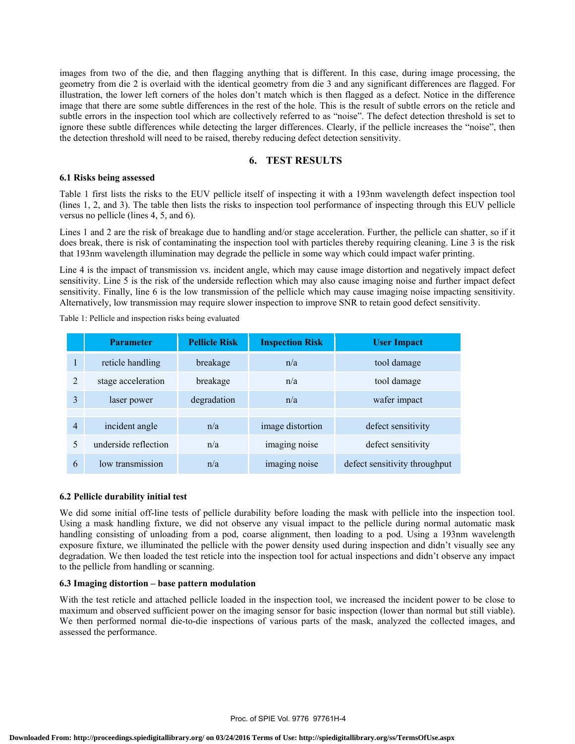images from two of the die, and then flagging anything that is different. In this case, during image processing, the geometry from die 2 is overlaid with the identical geometry from die 3 and any significant differences are flagged. For illustration, the lower left corners of the holes don't match which is then flagged as a defect. Notice in the difference image that there are some subtle differences in the rest of the hole. This is the result of subtle errors on the reticle and subtle errors in the inspection tool which are collectively referred to as "noise". The defect detection threshold is set to ignore these subtle differences while detecting the larger differences. Clearly, if the pellicle increases the "noise", then the detection threshold will need to be raised, thereby reducing defect detection sensitivity.

## 6. TEST RESULTS

### 6.1 Risks being assessed

Table 1 first lists the risks to the EUV pellicle itself of inspecting it with a 193nm wavelength defect inspection tool (lines 1, 2, and 3). The table then lists the risks to inspection tool performance of inspecting through this EUV pellicle versus no pellicle (lines 4, 5, and 6).

Lines 1 and 2 are the risk of breakage due to handling and/or stage acceleration. Further, the pellicle can shatter, so if it does break, there is risk of contaminating the inspection tool with particles thereby requiring cleaning. Line 3 is the risk that 193nm wavelength illumination may degrade the pellicle in some way which could impact wafer printing.

Line 4 is the impact of transmission vs. incident angle, which may cause image distortion and negatively impact defect sensitivity. Line 5 is the risk of the underside reflection which may also cause imaging noise and further impact defect sensitivity. Finally, line 6 is the low transmission of the pellicle which may cause imaging noise impacting sensitivity. Alternatively, low transmission may require slower inspection to improve SNR to retain good defect sensitivity.

Table 1: Pellicle and inspection risks being evaluated

| | Parameter | Pellicle Risk | Inspection Risk | User Impact |
|---|---|---|---|---|
| 1 | reticle handling | breakage | n/a | tool damage |
| 2 | stage acceleration | breakage | n/a | tool damage |
| 3 | laser power | degradation | n/a | wafer impact |
| | | | | |
| 4 | incident angle | n/a | image distortion | defect sensitivity |
| 5 | underside reflection | n/a | imaging noise | defect sensitivity |
| 6 | low transmission | n/a | imaging noise | defect sensitivity throughput |

### 6.2 Pellicle durability initial test

We did some initial off-line tests of pellicle durability before loading the mask with pellicle into the inspection tool. Using a mask handling fixture, we did not observe any visual impact to the pellicle during normal automatic mask handling consisting of unloading from a pod, coarse alignment, then loading to a pod. Using a 193nm wavelength exposure fixture, we illuminated the pellicle with the power density used during inspection and didn't visually see any degradation. We then loaded the test reticle into the inspection tool for actual inspections and didn't observe any impact to the pellicle from handling or scanning.

### 6.3 Imaging distortion – base pattern modulation

With the test reticle and attached pellicle loaded in the inspection tool, we increased the incident power to be close to maximum and observed sufficient power on the imaging sensor for basic inspection (lower than normal but still viable). We then performed normal die-to-die inspections of various parts of the mask, analyzed the collected images, and assessed the performance.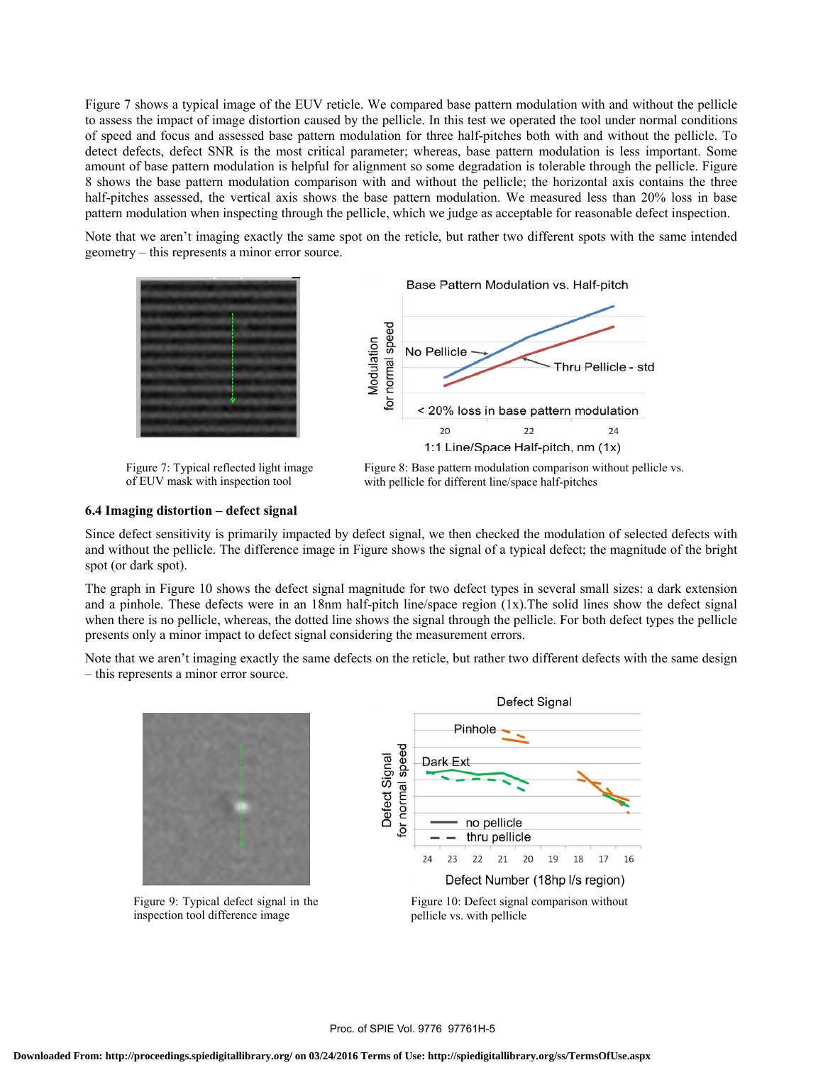Figure 7 shows a typical image of the EUV reticle. We compared base pattern modulation with and without the pellicle to assess the impact of image distortion caused by the pellicle. In this test we operated the tool under normal conditions of speed and focus and assessed base pattern modulation for three half-pitches both with and without the pellicle. To detect defects, defect SNR is the most critical parameter; whereas, base pattern modulation is less important. Some amount of base pattern modulation is helpful for alignment so some degradation is tolerable through the pellicle. Figure 8 shows the base pattern modulation comparison with and without the pellicle; the horizontal axis contains the three half-pitches assessed, the vertical axis shows the base pattern modulation. We measured less than 20% loss in base pattern modulation when inspecting through the pellicle, which we judge as acceptable for reasonable defect inspection.

Note that we aren't imaging exactly the same spot on the reticle, but rather two different spots with the same intended geometry – this represents a minor error source.

Figure 7: Typical reflected light image of EUV mask with inspection tool

Figure 8: Base pattern modulation comparison without pellicle vs. with pellicle for different line/space half-pitches

### 6.4 Imaging distortion – defect signal

Since defect sensitivity is primarily impacted by defect signal, we then checked the modulation of selected defects with and without the pellicle. The difference image in Figure shows the signal of a typical defect; the magnitude of the bright spot (or dark spot).

The graph in Figure 10 shows the defect signal magnitude for two defect types in several small sizes: a dark extension and a pinhole. These defects were in an 18nm half-pitch line/space region (1x).The solid lines show the defect signal when there is no pellicle, whereas, the dotted line shows the signal through the pellicle. For both defect types the pellicle presents only a minor impact to defect signal considering the measurement errors.

Note that we aren't imaging exactly the same defects on the reticle, but rather two different defects with the same design – this represents a minor error source.

Figure 9: Typical defect signal in the inspection tool difference image

Figure 10: Defect signal comparison without pellicle vs. with pellicle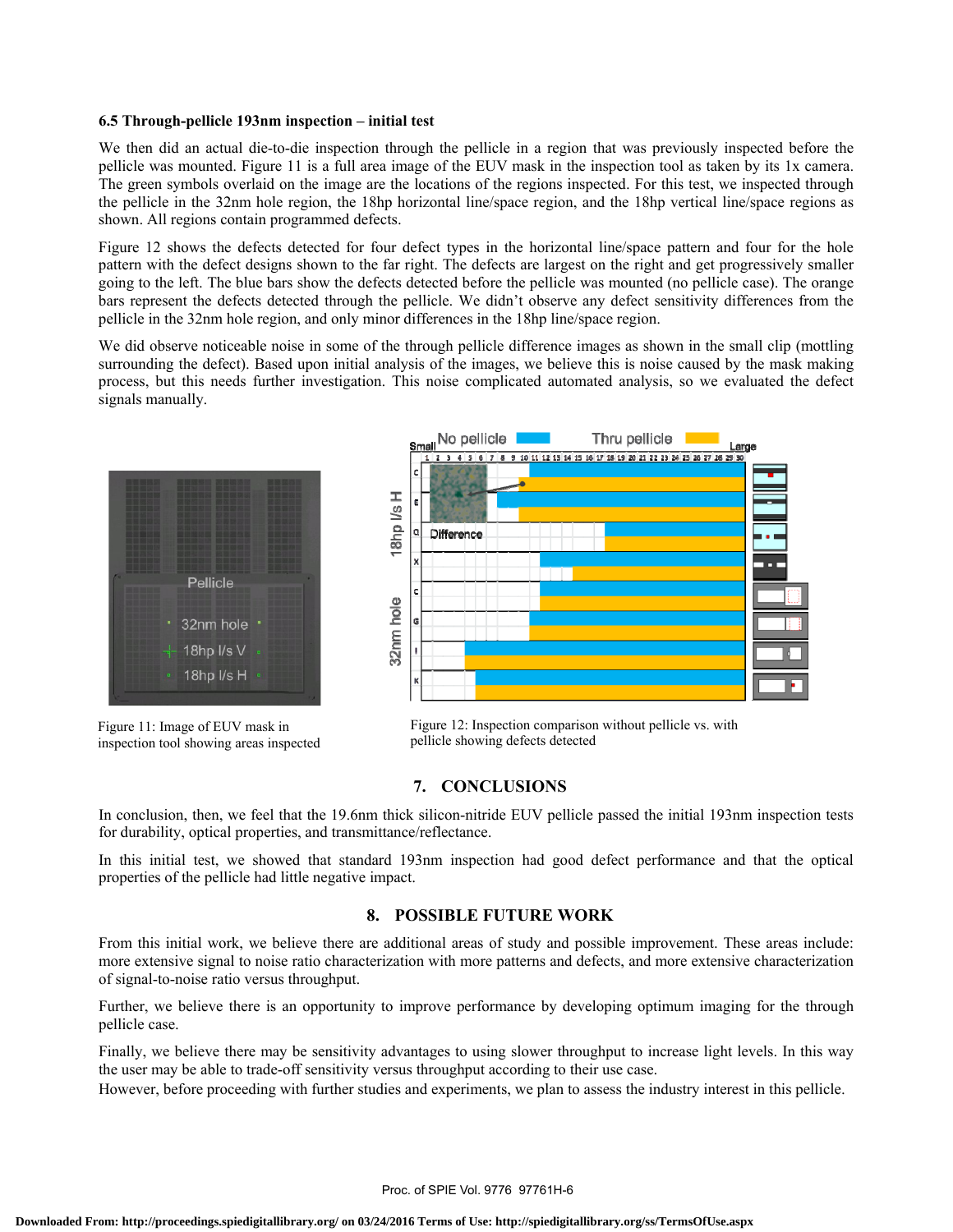### 6.5 Through-pellicle 193nm inspection – initial test

We then did an actual die-to-die inspection through the pellicle in a region that was previously inspected before the pellicle was mounted. Figure 11 is a full area image of the EUV mask in the inspection tool as taken by its 1x camera. The green symbols overlaid on the image are the locations of the regions inspected. For this test, we inspected through the pellicle in the 32nm hole region, the 18hp horizontal line/space region, and the 18hp vertical line/space regions as shown. All regions contain programmed defects.

Figure 12 shows the defects detected for four defect types in the horizontal line/space pattern and four for the hole pattern with the defect designs shown to the far right. The defects are largest on the right and get progressively smaller going to the left. The blue bars show the defects detected before the pellicle was mounted (no pellicle case). The orange bars represent the defects detected through the pellicle. We didn't observe any defect sensitivity differences from the pellicle in the 32nm hole region, and only minor differences in the 18hp line/space region.

We did observe noticeable noise in some of the through pellicle difference images as shown in the small clip (mottling surrounding the defect). Based upon initial analysis of the images, we believe this is noise caused by the mask making process, but this needs further investigation. This noise complicated automated analysis, so we evaluated the defect signals manually.

Figure 11: Image of EUV mask in inspection tool showing areas inspected

Figure 12: Inspection comparison without pellicle vs. with pellicle showing defects detected

## 7. CONCLUSIONS

In conclusion, then, we feel that the 19.6nm thick silicon-nitride EUV pellicle passed the initial 193nm inspection tests for durability, optical properties, and transmittance/reflectance.

In this initial test, we showed that standard 193nm inspection had good defect performance and that the optical properties of the pellicle had little negative impact.

## 8. POSSIBLE FUTURE WORK

From this initial work, we believe there are additional areas of study and possible improvement. These areas include: more extensive signal to noise ratio characterization with more patterns and defects, and more extensive characterization of signal-to-noise ratio versus throughput.

Further, we believe there is an opportunity to improve performance by developing optimum imaging for the through pellicle case.

Finally, we believe there may be sensitivity advantages to using slower throughput to increase light levels. In this way the user may be able to trade-off sensitivity versus throughput according to their use case.

However, before proceeding with further studies and experiments, we plan to assess the industry interest in this pellicle.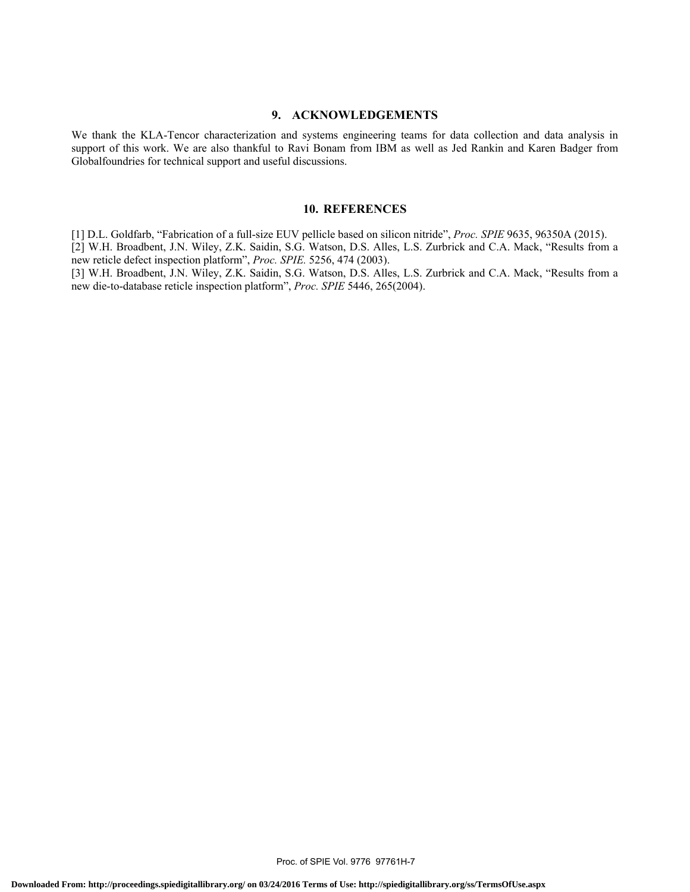## 9. ACKNOWLEDGEMENTS

We thank the KLA-Tencor characterization and systems engineering teams for data collection and data analysis in support of this work. We are also thankful to Ravi Bonam from IBM as well as Jed Rankin and Karen Badger from Globalfoundries for technical support and useful discussions.

## 10. REFERENCES

[1] D.L. Goldfarb, "Fabrication of a full-size EUV pellicle based on silicon nitride", *Proc. SPIE* 9635, 96350A (2015).
[2] W.H. Broadbent, J.N. Wiley, Z.K. Saidin, S.G. Watson, D.S. Alles, L.S. Zurbrick and C.A. Mack, "Results from a new reticle defect inspection platform", *Proc. SPIE.* 5256, 474 (2003).
[3] W.H. Broadbent, J.N. Wiley, Z.K. Saidin, S.G. Watson, D.S. Alles, L.S. Zurbrick and C.A. Mack, "Results from a new die-to-database reticle inspection platform", *Proc. SPIE* 5446, 265(2004).